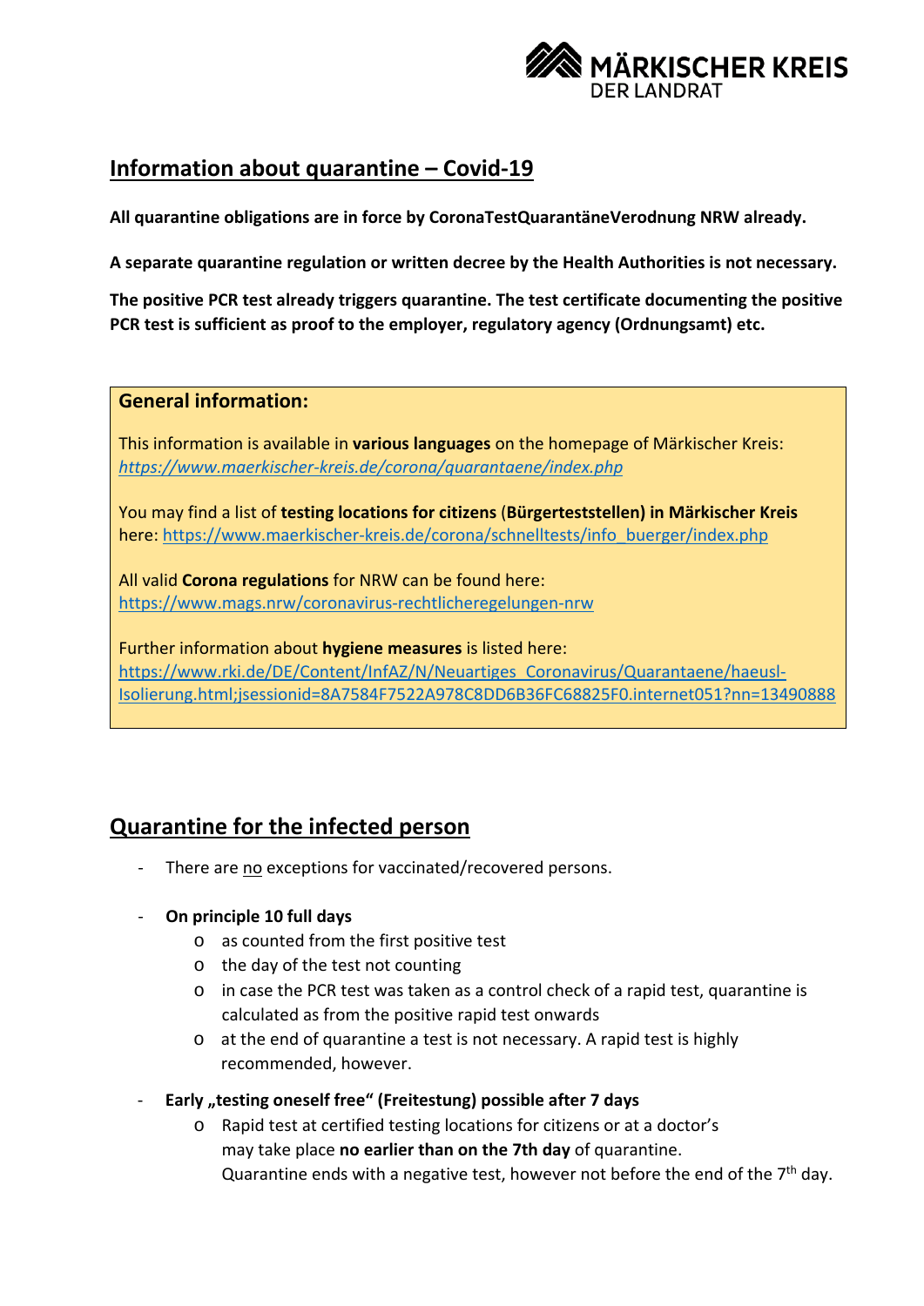MÄRKISCHER KREIS
DER LANDRAT

## Information about quarantine – Covid-19

**All quarantine obligations are in force by CoronaTestQuarantäneVerodnung NRW already.**

**A separate quarantine regulation or written decree by the Health Authorities is not necessary.**

**The positive PCR test already triggers quarantine. The test certificate documenting the positive PCR test is sufficient as proof to the employer, regulatory agency (Ordnungsamt) etc.**

> **General information:**
>
> This information is available in **various languages** on the homepage of Märkischer Kreis: *https://www.maerkischer-kreis.de/corona/quarantaene/index.php*
>
> You may find a list of **testing locations for citizens** (**Bürgerteststellen) in Märkischer Kreis** here: https://www.maerkischer-kreis.de/corona/schnelltests/info_buerger/index.php
>
> All valid **Corona regulations** for NRW can be found here: https://www.mags.nrw/coronavirus-rechtlicheregelungen-nrw
>
> Further information about **hygiene measures** is listed here: https://www.rki.de/DE/Content/InfAZ/N/Neuartiges_Coronavirus/Quarantaene/haeusl-Isolierung.html;jsessionid=8A7584F7522A978C8DD6B36FC68825F0.internet051?nn=13490888

## Quarantine for the infected person

- There are no exceptions for vaccinated/recovered persons.
- **On principle 10 full days**
  - as counted from the first positive test
  - the day of the test not counting
  - in case the PCR test was taken as a control check of a rapid test, quarantine is calculated as from the positive rapid test onwards
  - at the end of quarantine a test is not necessary. A rapid test is highly recommended, however.
- **Early „testing oneself free" (Freitestung) possible after 7 days**
  - Rapid test at certified testing locations for citizens or at a doctor's may take place **no earlier than on the 7th day** of quarantine. Quarantine ends with a negative test, however not before the end of the 7th day.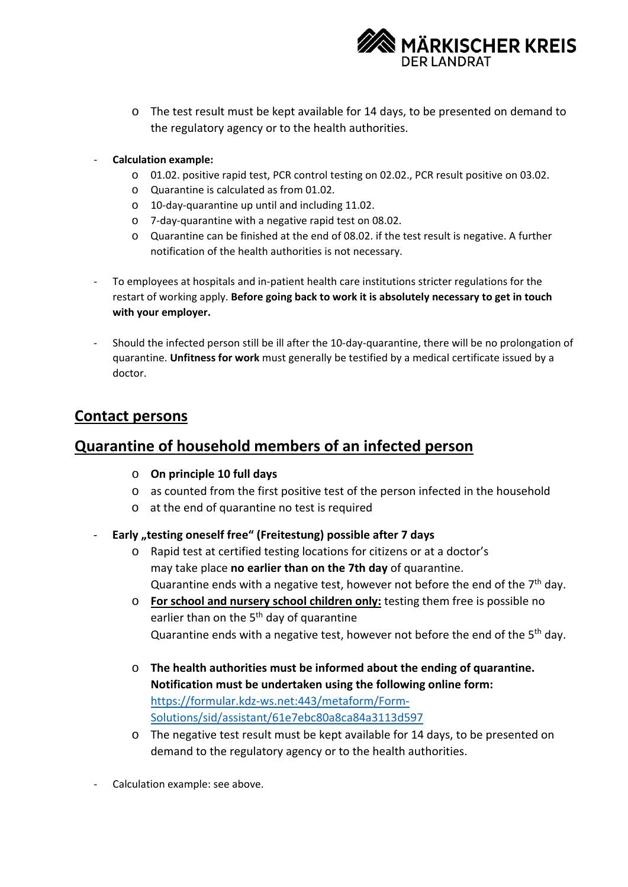- The test result must be kept available for 14 days, to be presented on demand to the regulatory agency or to the health authorities.

- **Calculation example:**
  - 01.02. positive rapid test, PCR control testing on 02.02., PCR result positive on 03.02.
  - Quarantine is calculated as from 01.02.
  - 10-day-quarantine up until and including 11.02.
  - 7-day-quarantine with a negative rapid test on 08.02.
  - Quarantine can be finished at the end of 08.02. if the test result is negative. A further notification of the health authorities is not necessary.

- To employees at hospitals and in-patient health care institutions stricter regulations for the restart of working apply. **Before going back to work it is absolutely necessary to get in touch with your employer.**

- Should the infected person still be ill after the 10-day-quarantine, there will be no prolongation of quarantine. **Unfitness for work** must generally be testified by a medical certificate issued by a doctor.

## Contact persons

## Quarantine of household members of an infected person

- **On principle 10 full days**
- as counted from the first positive test of the person infected in the household
- at the end of quarantine no test is required

- **Early „testing oneself free" (Freitestung) possible after 7 days**
  - Rapid test at certified testing locations for citizens or at a doctor's may take place **no earlier than on the 7th day** of quarantine. Quarantine ends with a negative test, however not before the end of the 7th day.
  - **For school and nursery school children only:** testing them free is possible no earlier than on the 5th day of quarantine Quarantine ends with a negative test, however not before the end of the 5th day.

  - **The health authorities must be informed about the ending of quarantine. Notification must be undertaken using the following online form:** https://formular.kdz-ws.net:443/metaform/Form-Solutions/sid/assistant/61e7ebc80a8ca84a3113d597
  - The negative test result must be kept available for 14 days, to be presented on demand to the regulatory agency or to the health authorities.

- Calculation example: see above.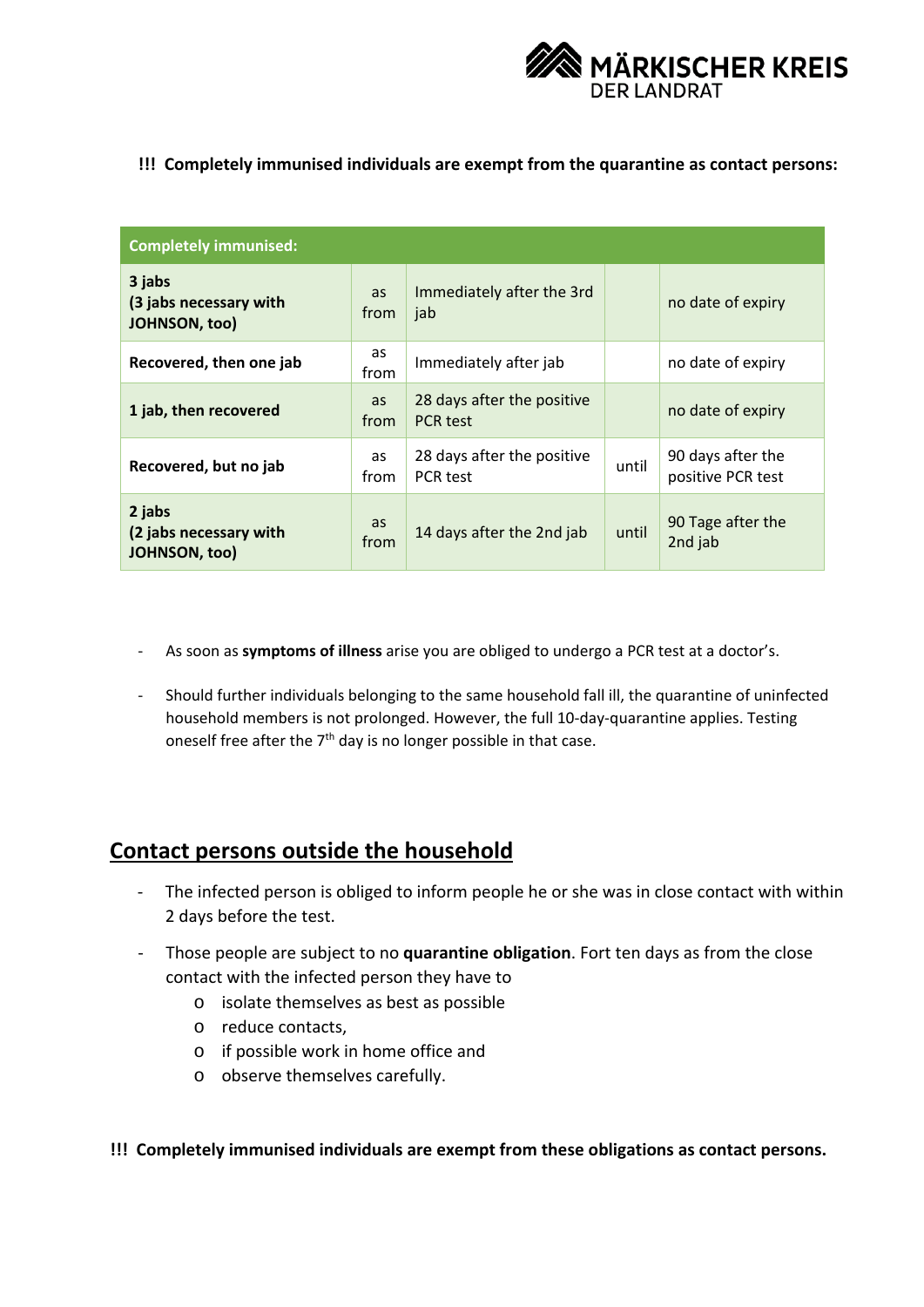**!!! Completely immunised individuals are exempt from the quarantine as contact persons:**

| Completely immunised: | | | | |
|---|---|---|---|---|
| **3 jabs (3 jabs necessary with JOHNSON, too)** | as from | Immediately after the 3rd jab | | no date of expiry |
| **Recovered, then one jab** | as from | Immediately after jab | | no date of expiry |
| **1 jab, then recovered** | as from | 28 days after the positive PCR test | | no date of expiry |
| **Recovered, but no jab** | as from | 28 days after the positive PCR test | until | 90 days after the positive PCR test |
| **2 jabs (2 jabs necessary with JOHNSON, too)** | as from | 14 days after the 2nd jab | until | 90 Tage after the 2nd jab |

- As soon as **symptoms of illness** arise you are obliged to undergo a PCR test at a doctor's.
- Should further individuals belonging to the same household fall ill, the quarantine of uninfected household members is not prolonged. However, the full 10-day-quarantine applies. Testing oneself free after the 7th day is no longer possible in that case.

## Contact persons outside the household

- The infected person is obliged to inform people he or she was in close contact with within 2 days before the test.
- Those people are subject to no **quarantine obligation**. Fort ten days as from the close contact with the infected person they have to
  - isolate themselves as best as possible
  - reduce contacts,
  - if possible work in home office and
  - observe themselves carefully.

**!!! Completely immunised individuals are exempt from these obligations as contact persons.**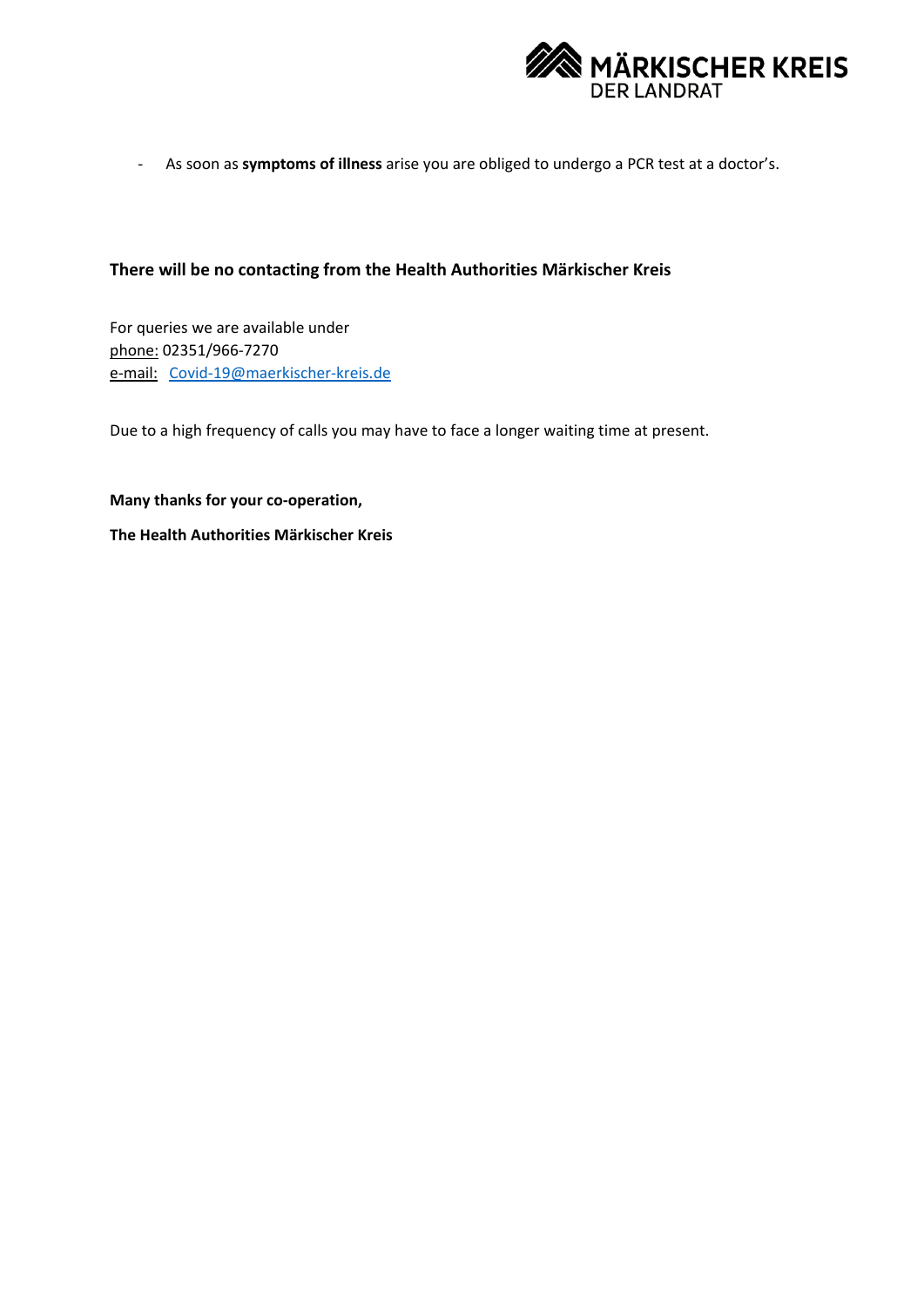- As soon as **symptoms of illness** arise you are obliged to undergo a PCR test at a doctor's.

**There will be no contacting from the Health Authorities Märkischer Kreis**

For queries we are available under
phone: 02351/966-7270
e-mail: Covid-19@maerkischer-kreis.de

Due to a high frequency of calls you may have to face a longer waiting time at present.

**Many thanks for your co-operation,**

**The Health Authorities Märkischer Kreis**